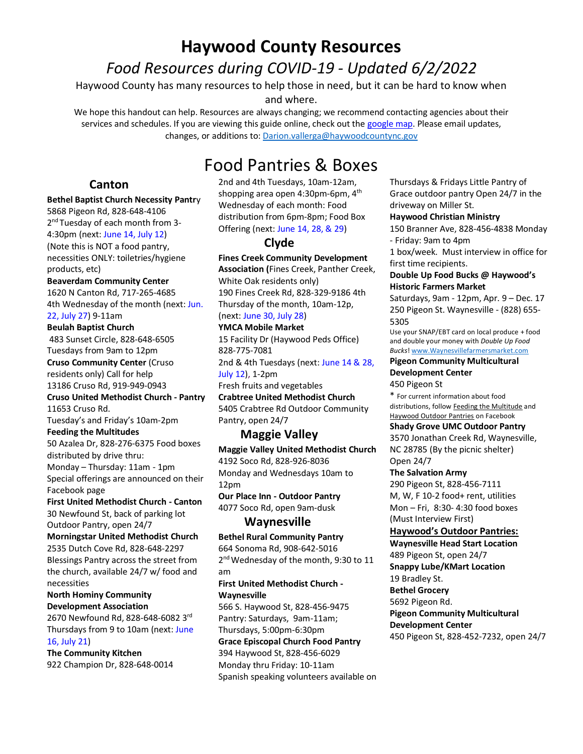# Haywood County Resources

## *Food Resources during COVID-19 - Updated 6/2/2022*

Haywood County has many resources to help those in need, but it can be hard to know when and where.

We hope this handout can help. Resources are always changing; we recommend contacting agencies about their services and schedules. If you are viewing this guide online, check out the google map. Please email updates, changes, or additions to: Darion.vallerga@haywoodcountync.gov

# Food Pantries & Boxes

## Canton

**Bethel Baptist Church Necessity Pantry**
5868 Pigeon Rd, 828-648-4106
2nd Tuesday of each month from 3-4:30pm (next: June 14, July 12)
(Note this is NOT a food pantry, necessities ONLY: toiletries/hygiene products, etc)

**Beaverdam Community Center**
1620 N Canton Rd, 717-265-4685
4th Wednesday of the month (next: Jun. 22, July 27) 9-11am

**Beulah Baptist Church**
483 Sunset Circle, 828-648-6505
Tuesdays from 9am to 12pm

**Cruso Community Center** (Cruso residents only) Call for help
13186 Cruso Rd, 919-949-0943

**Cruso United Methodist Church - Pantry**
11653 Cruso Rd.
Tuesday's and Friday's 10am-2pm

**Feeding the Multitudes**
50 Azalea Dr, 828-276-6375 Food boxes distributed by drive thru:
Monday – Thursday: 11am - 1pm
Special offerings are announced on their Facebook page

**First United Methodist Church - Canton**
30 Newfound St, back of parking lot
Outdoor Pantry, open 24/7

**Morningstar United Methodist Church**
2535 Dutch Cove Rd, 828-648-2297
Blessings Pantry across the street from the church, available 24/7 w/ food and necessities

**North Hominy Community Development Association**
2670 Newfound Rd, 828-648-6082 3rd Thursdays from 9 to 10am (next: June 16, July 21)

**The Community Kitchen**
922 Champion Dr, 828-648-0014
2nd and 4th Tuesdays, 10am-12am, shopping area open 4:30pm-6pm, 4th Wednesday of each month: Food distribution from 6pm-8pm; Food Box Offering (next: June 14, 28, & 29)

## Clyde

**Fines Creek Community Development Association (**Fines Creek, Panther Creek, White Oak residents only)
190 Fines Creek Rd, 828-329-9186 4th Thursday of the month, 10am-12p, (next: June 30, July 28)

**YMCA Mobile Market**
15 Facility Dr (Haywood Peds Office)
828-775-7081
2nd & 4th Tuesdays (next: June 14 & 28, July 12), 1-2pm
Fresh fruits and vegetables

**Crabtree United Methodist Church**
5405 Crabtree Rd Outdoor Community Pantry, open 24/7

## Maggie Valley

**Maggie Valley United Methodist Church**
4192 Soco Rd, 828-926-8036
Monday and Wednesdays 10am to 12pm

**Our Place Inn - Outdoor Pantry**
4077 Soco Rd, open 9am-dusk

## Waynesville

**Bethel Rural Community Pantry**
664 Sonoma Rd, 908-642-5016
2nd Wednesday of the month, 9:30 to 11 am

**First United Methodist Church - Waynesville**
566 S. Haywood St, 828-456-9475
Pantry: Saturdays, 9am-11am; Thursdays, 5:00pm-6:30pm

**Grace Episcopal Church Food Pantry**
394 Haywood St, 828-456-6029
Monday thru Friday: 10-11am
Spanish speaking volunteers available on Thursdays & Fridays Little Pantry of Grace outdoor pantry Open 24/7 in the driveway on Miller St.

**Haywood Christian Ministry**
150 Branner Ave, 828-456-4838 Monday - Friday: 9am to 4pm
1 box/week. Must interview in office for first time recipients.

**Double Up Food Bucks @ Haywood's Historic Farmers Market**
Saturdays, 9am - 12pm, Apr. 9 – Dec. 17
250 Pigeon St. Waynesville - (828) 655-5305
Use your SNAP/EBT card on local produce + food and double your money with *Double Up Food Bucks*! www.Waynesvillefarmersmarket.com

**Pigeon Community Multicultural Development Center**
450 Pigeon St
* For current information about food distributions, follow Feeding the Multitude and Haywood Outdoor Pantries on Facebook

**Shady Grove UMC Outdoor Pantry**
3570 Jonathan Creek Rd, Waynesville, NC 28785 (By the picnic shelter)
Open 24/7

**The Salvation Army**
290 Pigeon St, 828-456-7111
M, W, F 10-2 food+ rent, utilities
Mon – Fri, 8:30- 4:30 food boxes
(Must Interview First)

**Haywood's Outdoor Pantries:**

**Waynesville Head Start Location**
489 Pigeon St, open 24/7

**Snappy Lube/KMart Location**
19 Bradley St.

**Bethel Grocery**
5692 Pigeon Rd.

**Pigeon Community Multicultural Development Center**
450 Pigeon St, 828-452-7232, open 24/7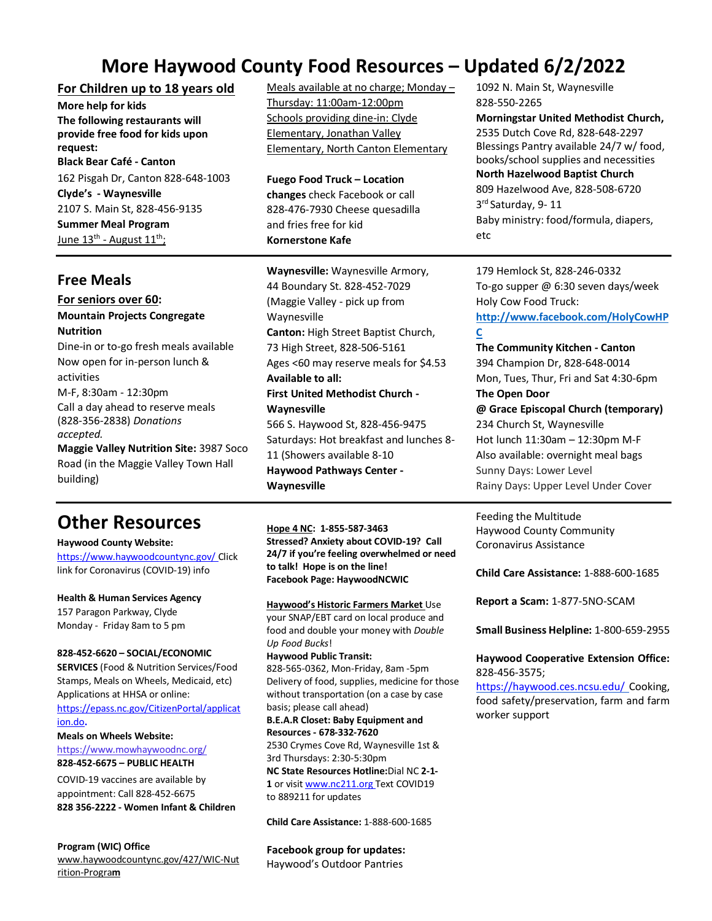# More Haywood County Food Resources – Updated 6/2/2022

## For Children up to 18 years old

**More help for kids**

**The following restaurants will provide free food for kids upon request:**

**Black Bear Café - Canton**
162 Pisgah Dr, Canton 828-648-1003

**Clyde's - Waynesville**
2107 S. Main St, 828-456-9135

**Summer Meal Program**
June 13th - August 11th;
Meals available at no charge; Monday – Thursday: 11:00am-12:00pm
Schools providing dine-in: Clyde Elementary, Jonathan Valley Elementary, North Canton Elementary

**Fuego Food Truck – Location changes** check Facebook or call 828-476-7930 Cheese quesadilla and fries free for kid

**Kornerstone Kafe**
1092 N. Main St, Waynesville
828-550-2265

**Morningstar United Methodist Church,** 2535 Dutch Cove Rd, 828-648-2297
Blessings Pantry available 24/7 w/ food, books/school supplies and necessities

**North Hazelwood Baptist Church**
809 Hazelwood Ave, 828-508-6720
3rd Saturday, 9- 11
Baby ministry: food/formula, diapers, etc

## Free Meals

**For seniors over 60:**

**Mountain Projects Congregate Nutrition**
Dine-in or to-go fresh meals available
Now open for in-person lunch & activities
M-F, 8:30am - 12:30pm
Call a day ahead to reserve meals (828-356-2838) *Donations accepted.*

**Maggie Valley Nutrition Site:** 3987 Soco Road (in the Maggie Valley Town Hall building)

**Waynesville:** Waynesville Armory, 44 Boundary St. 828-452-7029
(Maggie Valley - pick up from Waynesville

**Canton:** High Street Baptist Church, 73 High Street, 828-506-5161
Ages <60 may reserve meals for $4.53

**Available to all:**

**First United Methodist Church - Waynesville**
566 S. Haywood St, 828-456-9475
Saturdays: Hot breakfast and lunches 8-11 (Showers available 8-10

**Haywood Pathways Center - Waynesville**
179 Hemlock St, 828-246-0332
To-go supper @ 6:30 seven days/week

Holy Cow Food Truck:
**http://www.facebook.com/HolyCowHPC**

**The Community Kitchen - Canton**
394 Champion Dr, 828-648-0014
Mon, Tues, Thur, Fri and Sat 4:30-6pm

**The Open Door**
**@ Grace Episcopal Church (temporary)**
234 Church St, Waynesville
Hot lunch 11:30am – 12:30pm M-F
Also available: overnight meal bags
Sunny Days: Lower Level
Rainy Days: Upper Level Under Cover

## Other Resources

**Haywood County Website:**
https://www.haywoodcountync.gov/ Click link for Coronavirus (COVID-19) info

**Health & Human Services Agency**
157 Paragon Parkway, Clyde
Monday - Friday 8am to 5 pm

**828-452-6620 – SOCIAL/ECONOMIC SERVICES** (Food & Nutrition Services/Food Stamps, Meals on Wheels, Medicaid, etc)
Applications at HHSA or online:
https://epass.nc.gov/CitizenPortal/application.do.

**Meals on Wheels Website:**
https://www.mowhaywoodnc.org/

**828-452-6675 – PUBLIC HEALTH**
COVID-19 vaccines are available by appointment: Call 828-452-6675

**828 356-2222 - Women Infant & Children Program (WIC) Office**
www.haywoodcountync.gov/427/WIC-Nutrition-Program

**Hope 4 NC: 1-855-587-3463**
**Stressed? Anxiety about COVID-19? Call 24/7 if you're feeling overwhelmed or need to talk! Hope is on the line!**
**Facebook Page: HaywoodNCWIC**

**Haywood's Historic Farmers Market** Use your SNAP/EBT card on local produce and food and double your money with *Double Up Food Bucks*!

**Haywood Public Transit:**
828-565-0362, Mon-Friday, 8am -5pm
Delivery of food, supplies, medicine for those without transportation (on a case by case basis; please call ahead)

**B.E.A.R Closet: Baby Equipment and Resources - 678-332-7620**
2530 Crymes Cove Rd, Waynesville 1st & 3rd Thursdays: 2:30-5:30pm

**NC State Resources Hotline:** Dial NC **2-1-1** or visit www.nc211.org Text COVID19 to 889211 for updates

**Child Care Assistance:** 1-888-600-1685

**Facebook group for updates:**
Haywood's Outdoor Pantries
Feeding the Multitude
Haywood County Community Coronavirus Assistance

**Child Care Assistance:** 1-888-600-1685

**Report a Scam:** 1-877-5NO-SCAM

**Small Business Helpline:** 1-800-659-2955

**Haywood Cooperative Extension Office:** 828-456-3575;
https://haywood.ces.ncsu.edu/ Cooking, food safety/preservation, farm and farm worker support